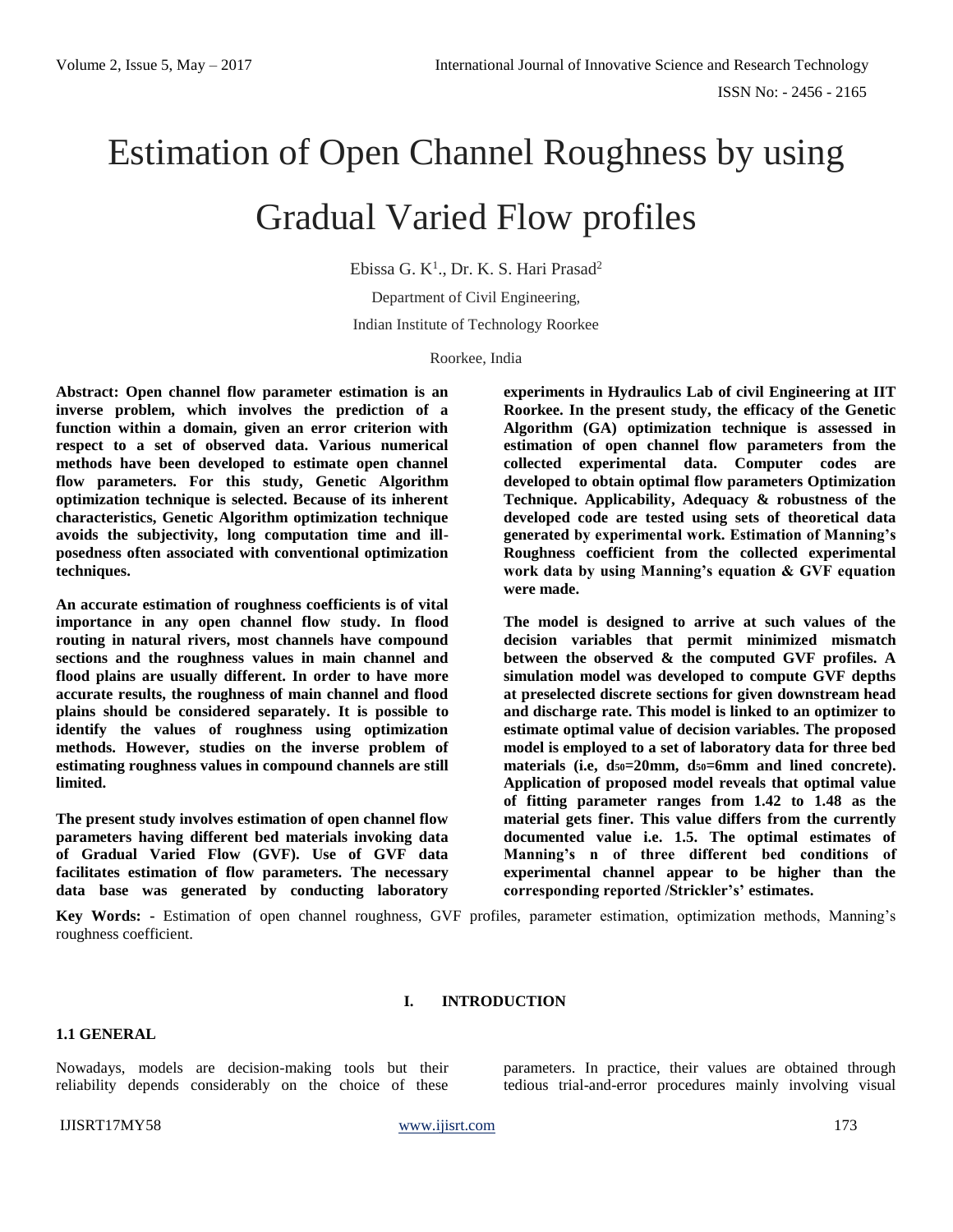# Estimation of Open Channel Roughness by using Gradual Varied Flow profiles

Ebissa G. K[1]., Dr. K. S. Hari Prasad[2]

Department of Civil Engineering,

Indian Institute of Technology Roorkee

Roorkee, India

**Abstract: Open channel flow parameter estimation is an inverse problem, which involves the prediction of a function within a domain, given an error criterion with respect to a set of observed data. Various numerical methods have been developed to estimate open channel flow parameters. For this study, Genetic Algorithm optimization technique is selected. Because of its inherent characteristics, Genetic Algorithm optimization technique avoids the subjectivity, long computation time and ill-posedness often associated with conventional optimization techniques.**

**An accurate estimation of roughness coefficients is of vital importance in any open channel flow study. In flood routing in natural rivers, most channels have compound sections and the roughness values in main channel and flood plains are usually different. In order to have more accurate results, the roughness of main channel and flood plains should be considered separately. It is possible to identify the values of roughness using optimization methods. However, studies on the inverse problem of estimating roughness values in compound channels are still limited.**

**The present study involves estimation of open channel flow parameters having different bed materials invoking data of Gradual Varied Flow (GVF). Use of GVF data facilitates estimation of flow parameters. The necessary data base was generated by conducting laboratory experiments in Hydraulics Lab of civil Engineering at IIT Roorkee. In the present study, the efficacy of the Genetic Algorithm (GA) optimization technique is assessed in estimation of open channel flow parameters from the collected experimental data. Computer codes are developed to obtain optimal flow parameters Optimization Technique. Applicability, Adequacy & robustness of the developed code are tested using sets of theoretical data generated by experimental work. Estimation of Manning's Roughness coefficient from the collected experimental work data by using Manning's equation & GVF equation were made.**

**The model is designed to arrive at such values of the decision variables that permit minimized mismatch between the observed & the computed GVF profiles. A simulation model was developed to compute GVF depths at preselected discrete sections for given downstream head and discharge rate. This model is linked to an optimizer to estimate optimal value of decision variables. The proposed model is employed to a set of laboratory data for three bed materials (i.e, $d_{50}$=20mm, $d_{50}$=6mm and lined concrete). Application of proposed model reveals that optimal value of fitting parameter ranges from 1.42 to 1.48 as the material gets finer. This value differs from the currently documented value i.e. 1.5. The optimal estimates of Manning's n of three different bed conditions of experimental channel appear to be higher than the corresponding reported /Strickler's' estimates.**

**Key Words:** - Estimation of open channel roughness, GVF profiles, parameter estimation, optimization methods, Manning's roughness coefficient.

## I. INTRODUCTION

### 1.1 GENERAL

Nowadays, models are decision-making tools but their reliability depends considerably on the choice of these parameters. In practice, their values are obtained through tedious trial-and-error procedures mainly involving visual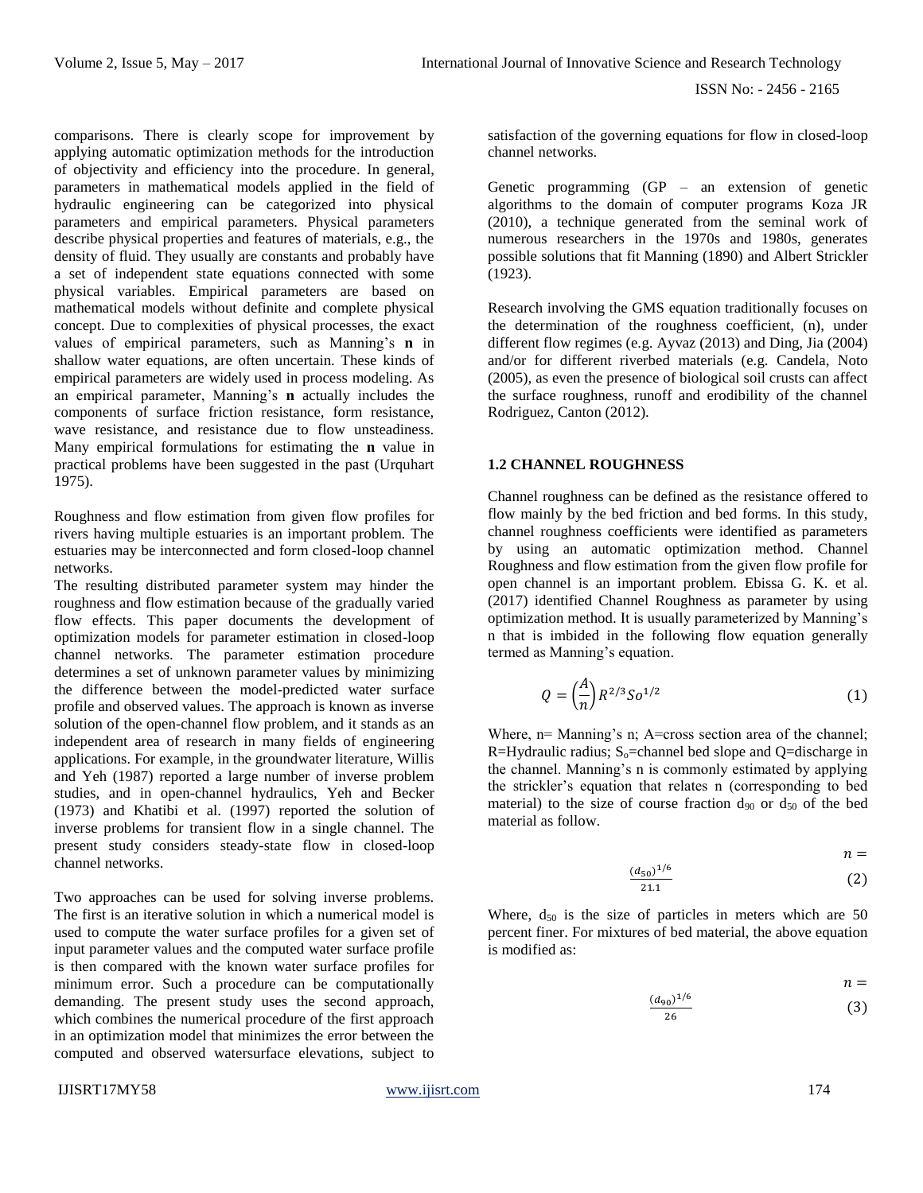comparisons. There is clearly scope for improvement by applying automatic optimization methods for the introduction of objectivity and efficiency into the procedure. In general, parameters in mathematical models applied in the field of hydraulic engineering can be categorized into physical parameters and empirical parameters. Physical parameters describe physical properties and features of materials, e.g., the density of fluid. They usually are constants and probably have a set of independent state equations connected with some physical variables. Empirical parameters are based on mathematical models without definite and complete physical concept. Due to complexities of physical processes, the exact values of empirical parameters, such as Manning's **n** in shallow water equations, are often uncertain. These kinds of empirical parameters are widely used in process modeling. As an empirical parameter, Manning's **n** actually includes the components of surface friction resistance, form resistance, wave resistance, and resistance due to flow unsteadiness. Many empirical formulations for estimating the **n** value in practical problems have been suggested in the past (Urquhart 1975).

Roughness and flow estimation from given flow profiles for rivers having multiple estuaries is an important problem. The estuaries may be interconnected and form closed-loop channel networks.

The resulting distributed parameter system may hinder the roughness and flow estimation because of the gradually varied flow effects. This paper documents the development of optimization models for parameter estimation in closed-loop channel networks. The parameter estimation procedure determines a set of unknown parameter values by minimizing the difference between the model-predicted water surface profile and observed values. The approach is known as inverse solution of the open-channel flow problem, and it stands as an independent area of research in many fields of engineering applications. For example, in the groundwater literature, Willis and Yeh (1987) reported a large number of inverse problem studies, and in open-channel hydraulics, Yeh and Becker (1973) and Khatibi et al. (1997) reported the solution of inverse problems for transient flow in a single channel. The present study considers steady-state flow in closed-loop channel networks.

Two approaches can be used for solving inverse problems. The first is an iterative solution in which a numerical model is used to compute the water surface profiles for a given set of input parameter values and the computed water surface profile is then compared with the known water surface profiles for minimum error. Such a procedure can be computationally demanding. The present study uses the second approach, which combines the numerical procedure of the first approach in an optimization model that minimizes the error between the computed and observed watersurface elevations, subject to satisfaction of the governing equations for flow in closed-loop channel networks.

Genetic programming (GP – an extension of genetic algorithms to the domain of computer programs Koza JR (2010), a technique generated from the seminal work of numerous researchers in the 1970s and 1980s, generates possible solutions that fit Manning (1890) and Albert Strickler (1923).

Research involving the GMS equation traditionally focuses on the determination of the roughness coefficient, (n), under different flow regimes (e.g. Ayvaz (2013) and Ding, Jia (2004) and/or for different riverbed materials (e.g. Candela, Noto (2005), as even the presence of biological soil crusts can affect the surface roughness, runoff and erodibility of the channel Rodriguez, Canton (2012).

### 1.2 CHANNEL ROUGHNESS

Channel roughness can be defined as the resistance offered to flow mainly by the bed friction and bed forms. In this study, channel roughness coefficients were identified as parameters by using an automatic optimization method. Channel Roughness and flow estimation from the given flow profile for open channel is an important problem. Ebissa G. K. et al. (2017) identified Channel Roughness as parameter by using optimization method. It is usually parameterized by Manning's n that is imbided in the following flow equation generally termed as Manning's equation.

$$Q = \left(\frac{A}{n}\right) R^{2/3} So^{1/2} \tag{1}$$

Where, n= Manning's n; A=cross section area of the channel; R=Hydraulic radius; $S_o$=channel bed slope and Q=discharge in the channel. Manning's n is commonly estimated by applying the strickler's equation that relates n (corresponding to bed material) to the size of course fraction $d_{90}$ or $d_{50}$ of the bed material as follow.

$$n = \frac{(d_{50})^{1/6}}{21.1} \tag{2}$$

Where, $d_{50}$ is the size of particles in meters which are 50 percent finer. For mixtures of bed material, the above equation is modified as:

$$n = \frac{(d_{90})^{1/6}}{26} \tag{3}$$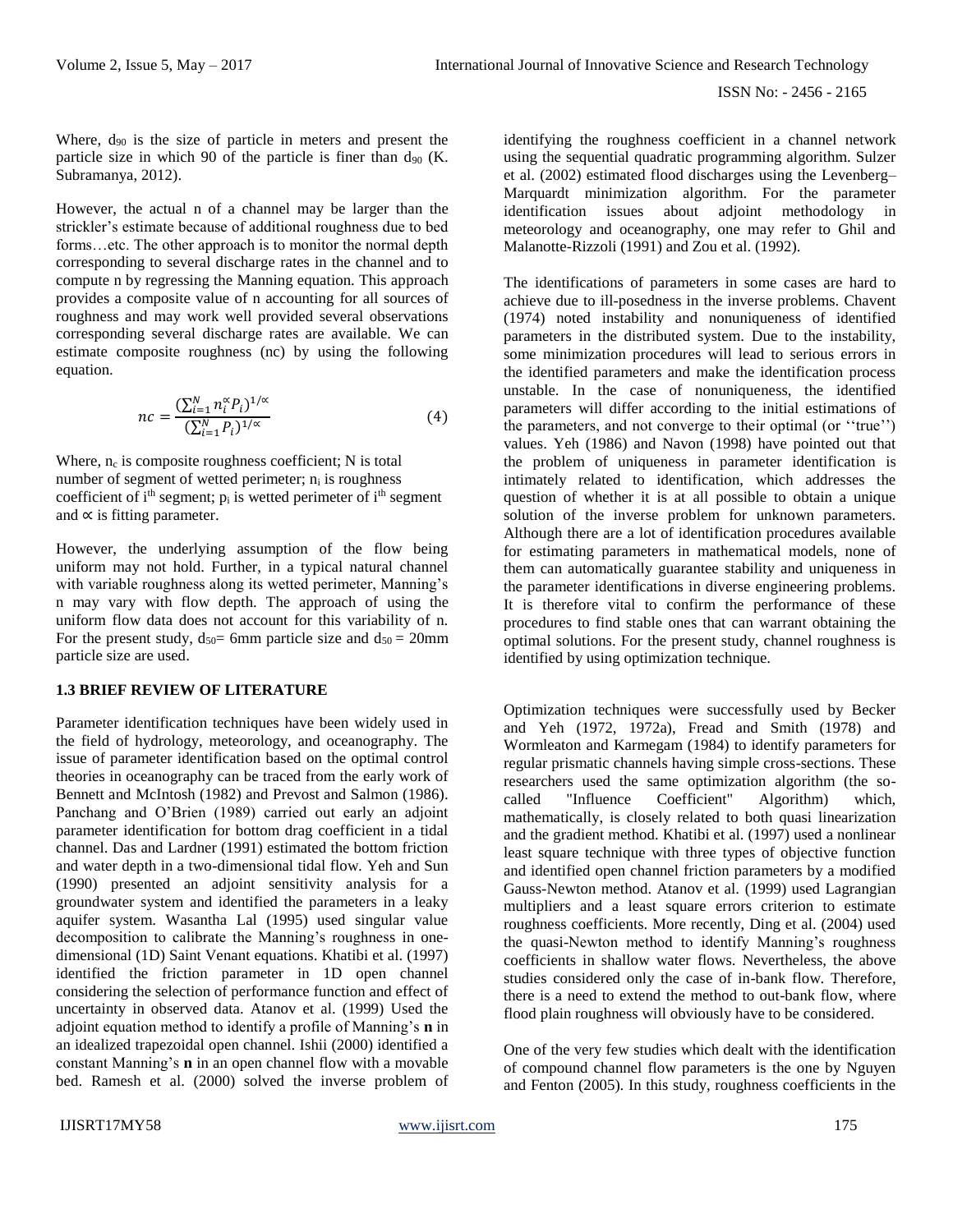Where, $d_{90}$ is the size of particle in meters and present the particle size in which 90 of the particle is finer than $d_{90}$ (K. Subramanya, 2012).

However, the actual n of a channel may be larger than the strickler's estimate because of additional roughness due to bed forms…etc. The other approach is to monitor the normal depth corresponding to several discharge rates in the channel and to compute n by regressing the Manning equation. This approach provides a composite value of n accounting for all sources of roughness and may work well provided several observations corresponding several discharge rates are available. We can estimate composite roughness (nc) by using the following equation.

$$nc = \frac{(\sum_{i=1}^{N} n_i^{\propto} P_i)^{1/\propto}}{(\sum_{i=1}^{N} P_i)^{1/\propto}} \qquad (4)$$

Where, $n_c$ is composite roughness coefficient; N is total number of segment of wetted perimeter; $n_i$ is roughness coefficient of $i^{th}$ segment; $p_i$ is wetted perimeter of $i^{th}$ segment and $\propto$ is fitting parameter.

However, the underlying assumption of the flow being uniform may not hold. Further, in a typical natural channel with variable roughness along its wetted perimeter, Manning's n may vary with flow depth. The approach of using the uniform flow data does not account for this variability of n. For the present study, $d_{50}$= 6mm particle size and $d_{50}$ = 20mm particle size are used.

### 1.3 BRIEF REVIEW OF LITERATURE

Parameter identification techniques have been widely used in the field of hydrology, meteorology, and oceanography. The issue of parameter identification based on the optimal control theories in oceanography can be traced from the early work of Bennett and McIntosh (1982) and Prevost and Salmon (1986). Panchang and O'Brien (1989) carried out early an adjoint parameter identification for bottom drag coefficient in a tidal channel. Das and Lardner (1991) estimated the bottom friction and water depth in a two-dimensional tidal flow. Yeh and Sun (1990) presented an adjoint sensitivity analysis for a groundwater system and identified the parameters in a leaky aquifer system. Wasantha Lal (1995) used singular value decomposition to calibrate the Manning's roughness in one-dimensional (1D) Saint Venant equations. Khatibi et al. (1997) identified the friction parameter in 1D open channel considering the selection of performance function and effect of uncertainty in observed data. Atanov et al. (1999) Used the adjoint equation method to identify a profile of Manning's **n** in an idealized trapezoidal open channel. Ishii (2000) identified a constant Manning's **n** in an open channel flow with a movable bed. Ramesh et al. (2000) solved the inverse problem of identifying the roughness coefficient in a channel network using the sequential quadratic programming algorithm. Sulzer et al. (2002) estimated flood discharges using the Levenberg–Marquardt minimization algorithm. For the parameter identification issues about adjoint methodology in meteorology and oceanography, one may refer to Ghil and Malanotte-Rizzoli (1991) and Zou et al. (1992).

The identifications of parameters in some cases are hard to achieve due to ill-posedness in the inverse problems. Chavent (1974) noted instability and nonuniqueness of identified parameters in the distributed system. Due to the instability, some minimization procedures will lead to serious errors in the identified parameters and make the identification process unstable. In the case of nonuniqueness, the identified parameters will differ according to the initial estimations of the parameters, and not converge to their optimal (or ''true'') values. Yeh (1986) and Navon (1998) have pointed out that the problem of uniqueness in parameter identification is intimately related to identification, which addresses the question of whether it is at all possible to obtain a unique solution of the inverse problem for unknown parameters. Although there are a lot of identification procedures available for estimating parameters in mathematical models, none of them can automatically guarantee stability and uniqueness in the parameter identifications in diverse engineering problems. It is therefore vital to confirm the performance of these procedures to find stable ones that can warrant obtaining the optimal solutions. For the present study, channel roughness is identified by using optimization technique.

Optimization techniques were successfully used by Becker and Yeh (1972, 1972a), Fread and Smith (1978) and Wormleaton and Karmegam (1984) to identify parameters for regular prismatic channels having simple cross-sections. These researchers used the same optimization algorithm (the so-called "Influence Coefficient" Algorithm) which, mathematically, is closely related to both quasi linearization and the gradient method. Khatibi et al. (1997) used a nonlinear least square technique with three types of objective function and identified open channel friction parameters by a modified Gauss-Newton method. Atanov et al. (1999) used Lagrangian multipliers and a least square errors criterion to estimate roughness coefficients. More recently, Ding et al. (2004) used the quasi-Newton method to identify Manning's roughness coefficients in shallow water flows. Nevertheless, the above studies considered only the case of in-bank flow. Therefore, there is a need to extend the method to out-bank flow, where flood plain roughness will obviously have to be considered.

One of the very few studies which dealt with the identification of compound channel flow parameters is the one by Nguyen and Fenton (2005). In this study, roughness coefficients in the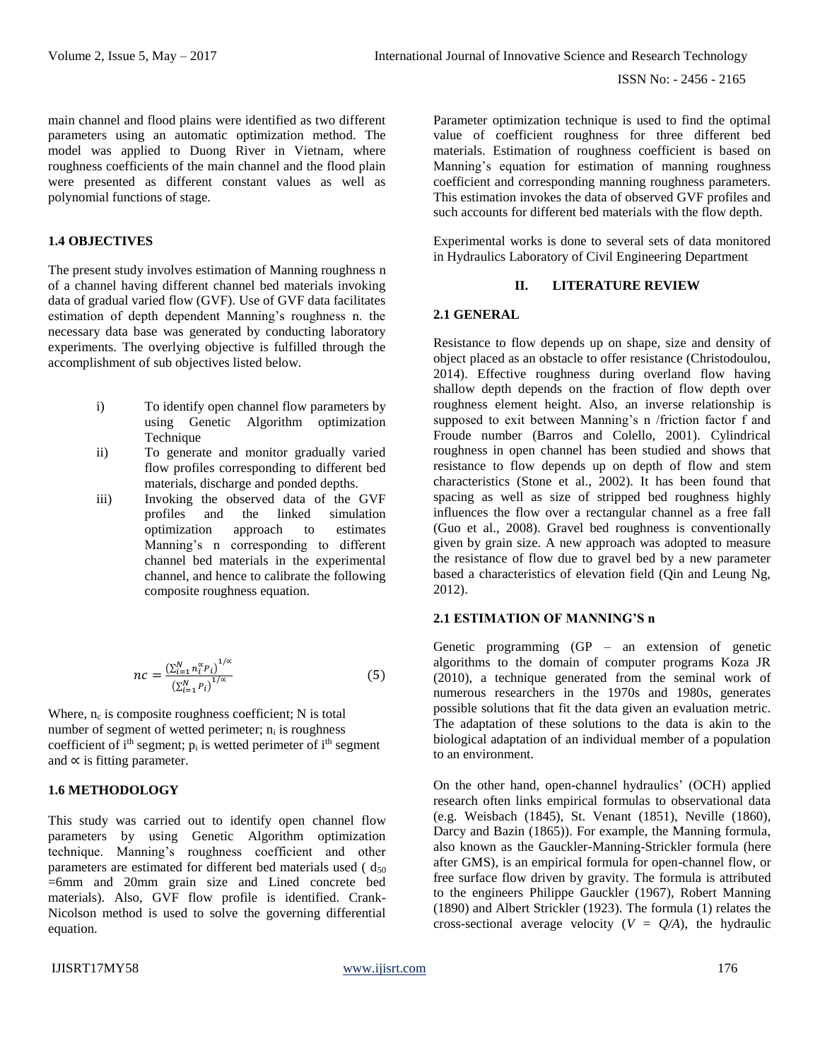main channel and flood plains were identified as two different parameters using an automatic optimization method. The model was applied to Duong River in Vietnam, where roughness coefficients of the main channel and the flood plain were presented as different constant values as well as polynomial functions of stage.

### 1.4 OBJECTIVES

The present study involves estimation of Manning roughness n of a channel having different channel bed materials invoking data of gradual varied flow (GVF). Use of GVF data facilitates estimation of depth dependent Manning's roughness n. the necessary data base was generated by conducting laboratory experiments. The overlying objective is fulfilled through the accomplishment of sub objectives listed below.

i) To identify open channel flow parameters by using Genetic Algorithm optimization Technique

ii) To generate and monitor gradually varied flow profiles corresponding to different bed materials, discharge and ponded depths.

iii) Invoking the observed data of the GVF profiles and the linked simulation optimization approach to estimates Manning's n corresponding to different channel bed materials in the experimental channel, and hence to calibrate the following composite roughness equation.

$$nc = \frac{\left(\sum_{i=1}^{N} n_i^{\propto} P_i\right)^{1/\propto}}{\left(\sum_{i=1}^{N} P_i\right)^{1/\propto}} \tag{5}$$

Where, $n_c$ is composite roughness coefficient; N is total number of segment of wetted perimeter; $n_i$ is roughness coefficient of $i^{th}$ segment; $p_i$ is wetted perimeter of $i^{th}$ segment and $\propto$ is fitting parameter.

### 1.6 METHODOLOGY

This study was carried out to identify open channel flow parameters by using Genetic Algorithm optimization technique. Manning's roughness coefficient and other parameters are estimated for different bed materials used ( $d_{50}$ =6mm and 20mm grain size and Lined concrete bed materials). Also, GVF flow profile is identified. Crank-Nicolson method is used to solve the governing differential equation.

Parameter optimization technique is used to find the optimal value of coefficient roughness for three different bed materials. Estimation of roughness coefficient is based on Manning's equation for estimation of manning roughness coefficient and corresponding manning roughness parameters. This estimation invokes the data of observed GVF profiles and such accounts for different bed materials with the flow depth.

Experimental works is done to several sets of data monitored in Hydraulics Laboratory of Civil Engineering Department

## II. LITERATURE REVIEW

### 2.1 GENERAL

Resistance to flow depends up on shape, size and density of object placed as an obstacle to offer resistance (Christodoulou, 2014). Effective roughness during overland flow having shallow depth depends on the fraction of flow depth over roughness element height. Also, an inverse relationship is supposed to exit between Manning's n /friction factor f and Froude number (Barros and Colello, 2001). Cylindrical roughness in open channel has been studied and shows that resistance to flow depends up on depth of flow and stem characteristics (Stone et al., 2002). It has been found that spacing as well as size of stripped bed roughness highly influences the flow over a rectangular channel as a free fall (Guo et al., 2008). Gravel bed roughness is conventionally given by grain size. A new approach was adopted to measure the resistance of flow due to gravel bed by a new parameter based a characteristics of elevation field (Qin and Leung Ng, 2012).

### 2.1 ESTIMATION OF MANNING'S n

Genetic programming (GP – an extension of genetic algorithms to the domain of computer programs Koza JR (2010), a technique generated from the seminal work of numerous researchers in the 1970s and 1980s, generates possible solutions that fit the data given an evaluation metric. The adaptation of these solutions to the data is akin to the biological adaptation of an individual member of a population to an environment.

On the other hand, open-channel hydraulics' (OCH) applied research often links empirical formulas to observational data (e.g. Weisbach (1845), St. Venant (1851), Neville (1860), Darcy and Bazin (1865)). For example, the Manning formula, also known as the Gauckler-Manning-Strickler formula (here after GMS), is an empirical formula for open-channel flow, or free surface flow driven by gravity. The formula is attributed to the engineers Philippe Gauckler (1967), Robert Manning (1890) and Albert Strickler (1923). The formula (1) relates the cross-sectional average velocity ($V = Q/A$), the hydraulic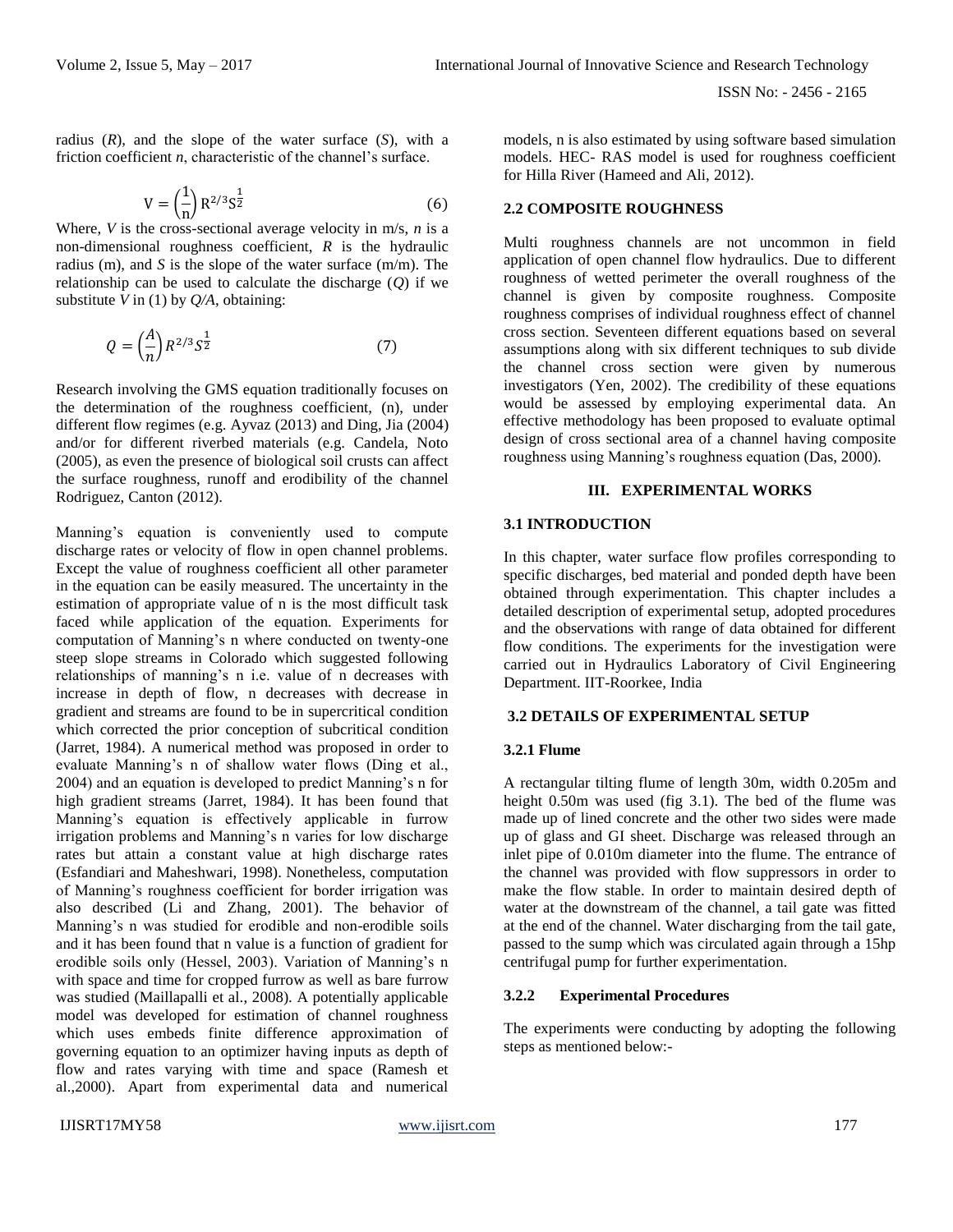radius ($R$), and the slope of the water surface ($S$), with a friction coefficient $n$, characteristic of the channel's surface.

$$V = \left(\frac{1}{n}\right) R^{2/3} S^{\frac{1}{2}} \qquad (6)$$

Where, $V$ is the cross-sectional average velocity in m/s, $n$ is a non-dimensional roughness coefficient, $R$ is the hydraulic radius (m), and $S$ is the slope of the water surface (m/m). The relationship can be used to calculate the discharge ($Q$) if we substitute $V$ in (1) by $Q/A$, obtaining:

$$Q = \left(\frac{A}{n}\right) R^{2/3} S^{\frac{1}{2}} \qquad (7)$$

Research involving the GMS equation traditionally focuses on the determination of the roughness coefficient, (n), under different flow regimes (e.g. Ayvaz (2013) and Ding, Jia (2004) and/or for different riverbed materials (e.g. Candela, Noto (2005), as even the presence of biological soil crusts can affect the surface roughness, runoff and erodibility of the channel Rodriguez, Canton (2012).

Manning's equation is conveniently used to compute discharge rates or velocity of flow in open channel problems. Except the value of roughness coefficient all other parameter in the equation can be easily measured. The uncertainty in the estimation of appropriate value of n is the most difficult task faced while application of the equation. Experiments for computation of Manning's n where conducted on twenty-one steep slope streams in Colorado which suggested following relationships of manning's n i.e. value of n decreases with increase in depth of flow, n decreases with decrease in gradient and streams are found to be in supercritical condition which corrected the prior conception of subcritical condition (Jarret, 1984). A numerical method was proposed in order to evaluate Manning's n of shallow water flows (Ding et al., 2004) and an equation is developed to predict Manning's n for high gradient streams (Jarret, 1984). It has been found that Manning's equation is effectively applicable in furrow irrigation problems and Manning's n varies for low discharge rates but attain a constant value at high discharge rates (Esfandiari and Maheshwari, 1998). Nonetheless, computation of Manning's roughness coefficient for border irrigation was also described (Li and Zhang, 2001). The behavior of Manning's n was studied for erodible and non-erodible soils and it has been found that n value is a function of gradient for erodible soils only (Hessel, 2003). Variation of Manning's n with space and time for cropped furrow as well as bare furrow was studied (Maillapalli et al., 2008). A potentially applicable model was developed for estimation of channel roughness which uses embeds finite difference approximation of governing equation to an optimizer having inputs as depth of flow and rates varying with time and space (Ramesh et al.,2000). Apart from experimental data and numerical models, n is also estimated by using software based simulation models. HEC- RAS model is used for roughness coefficient for Hilla River (Hameed and Ali, 2012).

### 2.2 COMPOSITE ROUGHNESS

Multi roughness channels are not uncommon in field application of open channel flow hydraulics. Due to different roughness of wetted perimeter the overall roughness of the channel is given by composite roughness. Composite roughness comprises of individual roughness effect of channel cross section. Seventeen different equations based on several assumptions along with six different techniques to sub divide the channel cross section were given by numerous investigators (Yen, 2002). The credibility of these equations would be assessed by employing experimental data. An effective methodology has been proposed to evaluate optimal design of cross sectional area of a channel having composite roughness using Manning's roughness equation (Das, 2000).

## III. EXPERIMENTAL WORKS

### 3.1 INTRODUCTION

In this chapter, water surface flow profiles corresponding to specific discharges, bed material and ponded depth have been obtained through experimentation. This chapter includes a detailed description of experimental setup, adopted procedures and the observations with range of data obtained for different flow conditions. The experiments for the investigation were carried out in Hydraulics Laboratory of Civil Engineering Department. IIT-Roorkee, India

### 3.2 DETAILS OF EXPERIMENTAL SETUP

#### 3.2.1 Flume

A rectangular tilting flume of length 30m, width 0.205m and height 0.50m was used (fig 3.1). The bed of the flume was made up of lined concrete and the other two sides were made up of glass and GI sheet. Discharge was released through an inlet pipe of 0.010m diameter into the flume. The entrance of the channel was provided with flow suppressors in order to make the flow stable. In order to maintain desired depth of water at the downstream of the channel, a tail gate was fitted at the end of the channel. Water discharging from the tail gate, passed to the sump which was circulated again through a 15hp centrifugal pump for further experimentation.

#### 3.2.2 Experimental Procedures

The experiments were conducting by adopting the following steps as mentioned below:-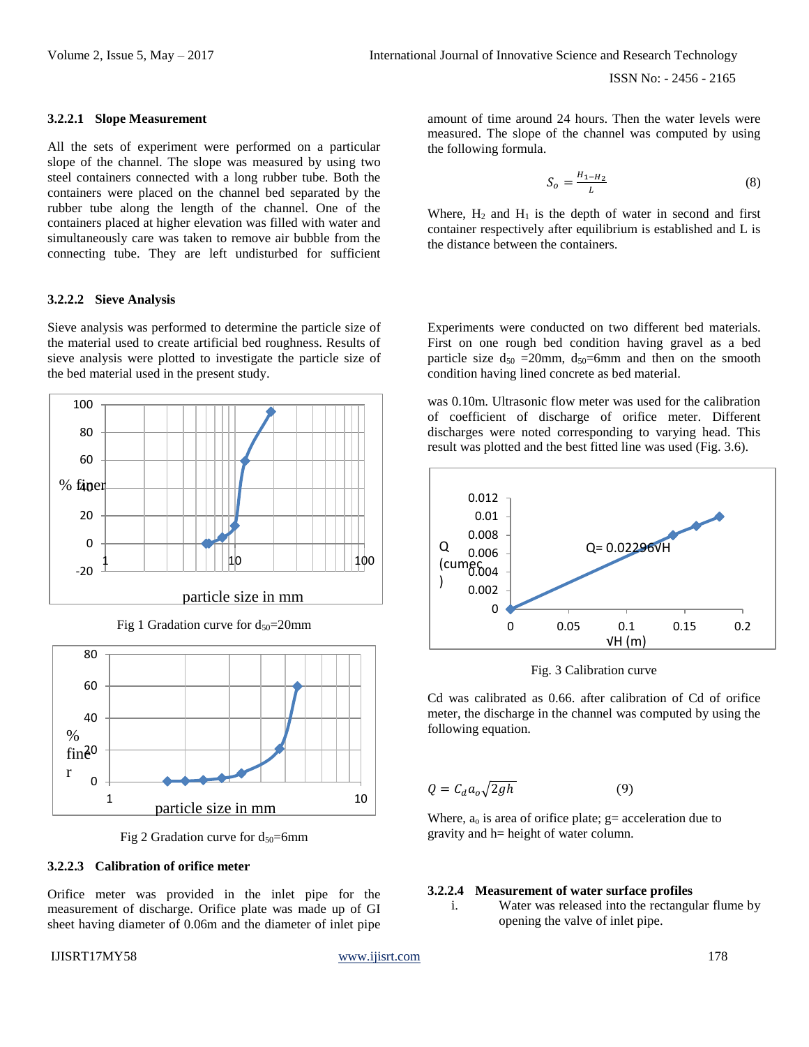#### 3.2.2.1 Slope Measurement

All the sets of experiment were performed on a particular slope of the channel. The slope was measured by using two steel containers connected with a long rubber tube. Both the containers were placed on the channel bed separated by the rubber tube along the length of the channel. One of the containers placed at higher elevation was filled with water and simultaneously care was taken to remove air bubble from the connecting tube. They are left undisturbed for sufficient amount of time around 24 hours. Then the water levels were measured. The slope of the channel was computed by using the following formula.

$$S_o = \frac{H_1 - H_2}{L} \quad (8)$$

Where, $H_2$ and $H_1$ is the depth of water in second and first container respectively after equilibrium is established and L is the distance between the containers.

#### 3.2.2.2 Sieve Analysis

Sieve analysis was performed to determine the particle size of the material used to create artificial bed roughness. Results of sieve analysis were plotted to investigate the particle size of the bed material used in the present study.

Fig 1 Gradation curve for $d_{50}$=20mm

Fig 2 Gradation curve for $d_{50}$=6mm

Experiments were conducted on two different bed materials. First on one rough bed condition having gravel as a bed particle size $d_{50}$ =20mm, $d_{50}$=6mm and then on the smooth condition having lined concrete as bed material.

#### 3.2.2.3 Calibration of orifice meter

Orifice meter was provided in the inlet pipe for the measurement of discharge. Orifice plate was made up of GI sheet having diameter of 0.06m and the diameter of inlet pipe was 0.10m. Ultrasonic flow meter was used for the calibration of coefficient of discharge of orifice meter. Different discharges were noted corresponding to varying head. This result was plotted and the best fitted line was used (Fig. 3.6).

Fig. 3 Calibration curve

Cd was calibrated as 0.66. after calibration of Cd of orifice meter, the discharge in the channel was computed by using the following equation.

$$Q = C_d a_o \sqrt{2gh} \quad (9)$$

Where, $a_o$ is area of orifice plate; g= acceleration due to gravity and h= height of water column.

#### 3.2.2.4 Measurement of water surface profiles

i. Water was released into the rectangular flume by opening the valve of inlet pipe.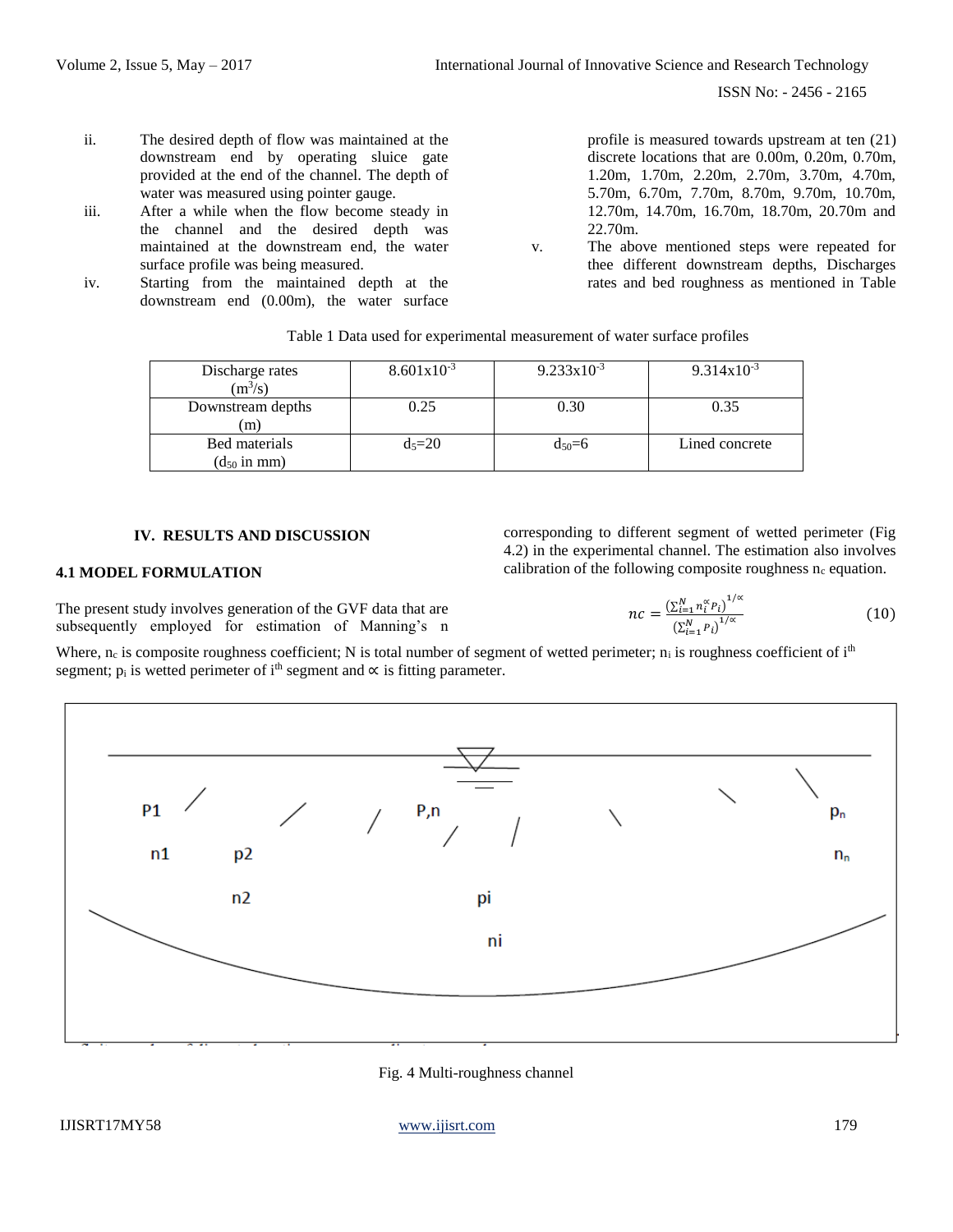ii. The desired depth of flow was maintained at the downstream end by operating sluice gate provided at the end of the channel. The depth of water was measured using pointer gauge.

iii. After a while when the flow become steady in the channel and the desired depth was maintained at the downstream end, the water surface profile was being measured.

iv. Starting from the maintained depth at the downstream end (0.00m), the water surface profile is measured towards upstream at ten (21) discrete locations that are 0.00m, 0.20m, 0.70m, 1.20m, 1.70m, 2.20m, 2.70m, 3.70m, 4.70m, 5.70m, 6.70m, 7.70m, 8.70m, 9.70m, 10.70m, 12.70m, 14.70m, 16.70m, 18.70m, 20.70m and 22.70m.

v. The above mentioned steps were repeated for thee different downstream depths, Discharges rates and bed roughness as mentioned in Table

Table 1 Data used for experimental measurement of water surface profiles

| Discharge rates ($m^3/s$) | $8.601x10^{-3}$ | $9.233x10^{-3}$ | $9.314x10^{-3}$ |
|---|---|---|---|
| Downstream depths (m) | 0.25 | 0.30 | 0.35 |
| Bed materials ($d_{50}$ in mm) | $d_5$=20 | $d_{50}$=6 | Lined concrete |

## IV. RESULTS AND DISCUSSION

### 4.1 MODEL FORMULATION

The present study involves generation of the GVF data that are subsequently employed for estimation of Manning's n corresponding to different segment of wetted perimeter (Fig 4.2) in the experimental channel. The estimation also involves calibration of the following composite roughness $n_c$ equation.

$$nc = \frac{\left(\sum_{i=1}^{N} n_i^{\propto} P_i\right)^{1/\propto}}{\left(\sum_{i=1}^{N} P_i\right)^{1/\propto}} \tag{10}$$

Where, $n_c$ is composite roughness coefficient; N is total number of segment of wetted perimeter; $n_i$ is roughness coefficient of $i^{th}$ segment; $p_i$ is wetted perimeter of $i^{th}$ segment and $\propto$ is fitting parameter.

Fig. 4 Multi-roughness channel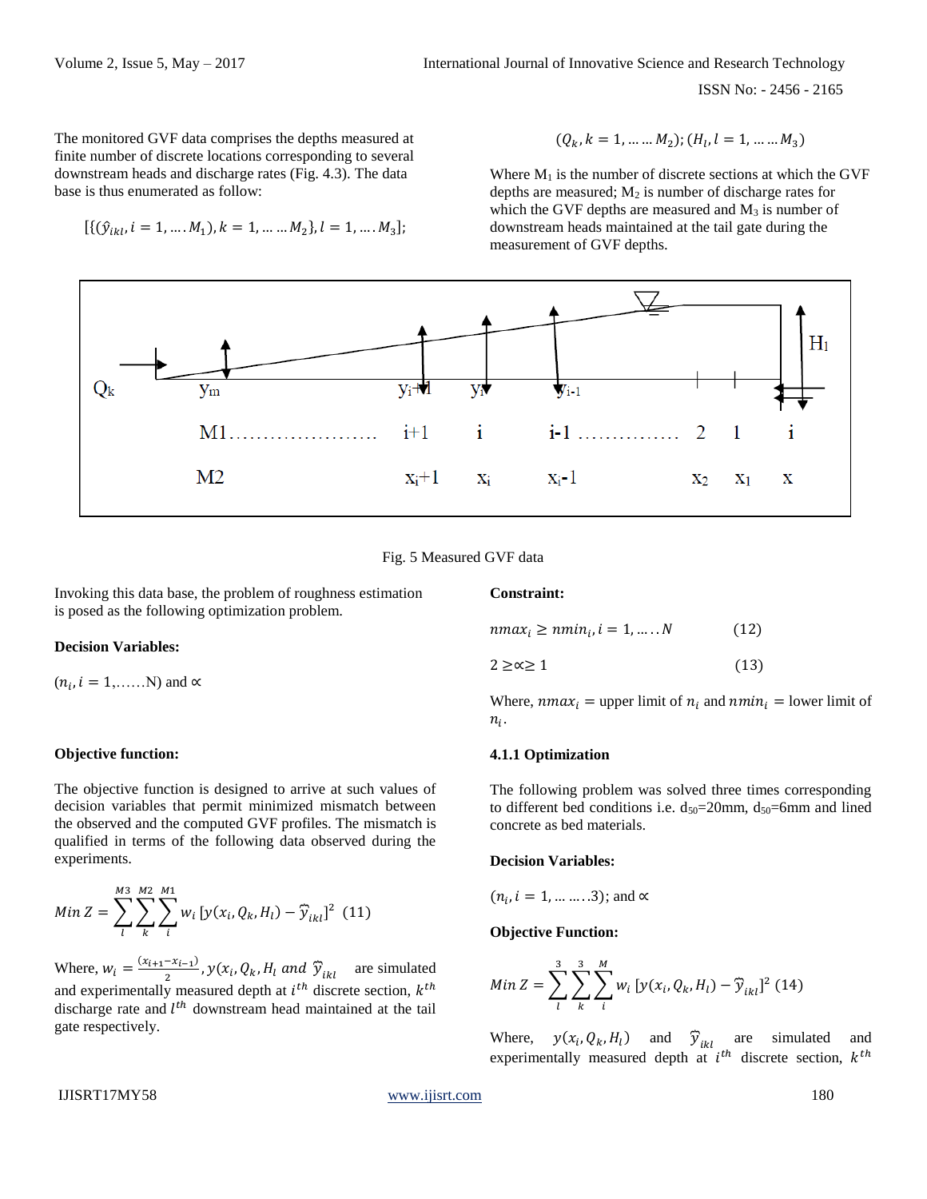The monitored GVF data comprises the depths measured at finite number of discrete locations corresponding to several downstream heads and discharge rates (Fig. 4.3). The data base is thus enumerated as follow:

$$[\{(\hat{y}_{ikl}, i = 1, \ldots . M_1), k = 1, \ldots \ldots M_2\}, l = 1, \ldots . M_3];$$

$$(Q_k, k = 1, \ldots \ldots M_2); (H_l, l = 1, \ldots \ldots M_3)$$

Where $M_1$ is the number of discrete sections at which the GVF depths are measured; $M_2$ is number of discharge rates for which the GVF depths are measured and $M_3$ is number of downstream heads maintained at the tail gate during the measurement of GVF depths.

Fig. 5 Measured GVF data

Invoking this data base, the problem of roughness estimation is posed as the following optimization problem.

**Decision Variables:**

$(n_i, i = 1, \ldots\ldots N)$ and $\propto$

**Objective function:**

The objective function is designed to arrive at such values of decision variables that permit minimized mismatch between the observed and the computed GVF profiles. The mismatch is qualified in terms of the following data observed during the experiments.

$$Min\ Z = \sum_{l}^{M3} \sum_{k}^{M2} \sum_{i}^{M1} w_i \, [y(x_i, Q_k, H_l) - \hat{y}_{ikl}]^2 \quad (11)$$

Where, $w_i = \frac{(x_{i+1} - x_{i-1})}{2}$, $y(x_i, Q_k, H_l$ $and$ $\hat{y}_{ikl}$ are simulated and experimentally measured depth at $i^{th}$ discrete section, $k^{th}$ discharge rate and $l^{th}$ downstream head maintained at the tail gate respectively.

**Constraint:**

$$nmax_i \geq nmin_i, i = 1, \ldots . . N \quad (12)$$

$$2 \geq \propto \geq 1 \quad (13)$$

Where, $nmax_i$ = upper limit of $n_i$ and $nmin_i$ = lower limit of $n_i$.

### 4.1.1 Optimization

The following problem was solved three times corresponding to different bed conditions i.e. $d_{50}$=20mm, $d_{50}$=6mm and lined concrete as bed materials.

**Decision Variables:**

$(n_i, i = 1, \ldots \ldots . .3)$; and $\propto$

**Objective Function:**

$$Min\ Z = \sum_{l}^{3} \sum_{k}^{3} \sum_{i}^{M} w_i \, [y(x_i, Q_k, H_l) - \hat{y}_{ikl}]^2 \ (14)$$

Where, $y(x_i, Q_k, H_l)$ and $\hat{y}_{ikl}$ are simulated and experimentally measured depth at $i^{th}$ discrete section, $k^{th}$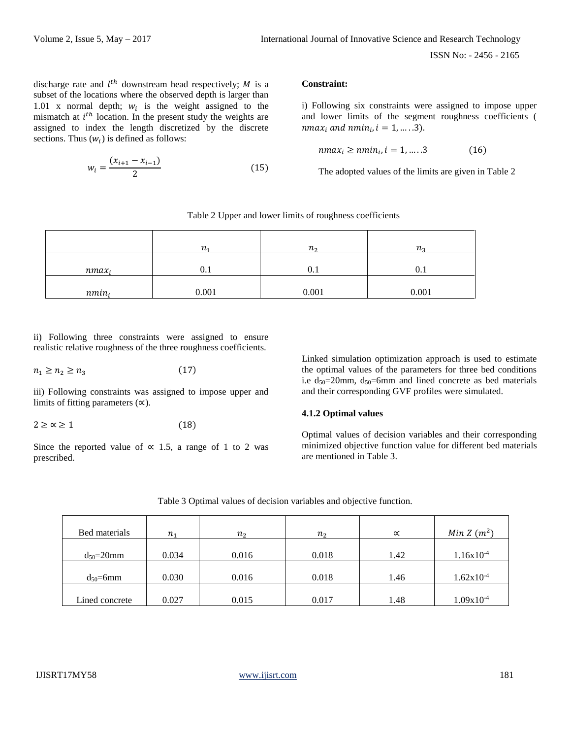discharge rate and $l^{th}$ downstream head respectively; $M$ is a subset of the locations where the observed depth is larger than 1.01 x normal depth; $w_i$ is the weight assigned to the mismatch at $i^{th}$ location. In the present study the weights are assigned to index the length discretized by the discrete sections. Thus ($w_i$) is defined as follows:

$$w_i = \frac{(x_{i+1} - x_{i-1})}{2} \tag{15}$$

**Constraint:**

i) Following six constraints were assigned to impose upper and lower limits of the segment roughness coefficients ( $nmax_i$ $and$ $nmin_i$, $i = 1, \ldots .3$).

$$nmax_i \geq nmin_i, i = 1, \ldots .3 \tag{16}$$

The adopted values of the limits are given in Table 2

Table 2 Upper and lower limits of roughness coefficients

| | $n_1$ | $n_2$ | $n_3$ |
|---|---|---|---|
| $nmax_i$ | 0.1 | 0.1 | 0.1 |
| $nmin_i$ | 0.001 | 0.001 | 0.001 |

ii) Following three constraints were assigned to ensure realistic relative roughness of the three roughness coefficients.

$$n_1 \geq n_2 \geq n_3 \tag{17}$$

iii) Following constraints was assigned to impose upper and limits of fitting parameters ($\propto$).

$$2 \geq \propto \geq 1 \tag{18}$$

Since the reported value of $\propto$ 1.5, a range of 1 to 2 was prescribed.

Linked simulation optimization approach is used to estimate the optimal values of the parameters for three bed conditions i.e $d_{50}$=20mm, $d_{50}$=6mm and lined concrete as bed materials and their corresponding GVF profiles were simulated.

### 4.1.2 Optimal values

Optimal values of decision variables and their corresponding minimized objective function value for different bed materials are mentioned in Table 3.

Table 3 Optimal values of decision variables and objective function.

| Bed materials | $n_1$ | $n_2$ | $n_2$ | $\propto$ | $Min\ Z\ (m^2)$ |
|---|---|---|---|---|---|
| $d_{50}$=20mm | 0.034 | 0.016 | 0.018 | 1.42 | $1.16 \times 10^{-4}$ |
| $d_{50}$=6mm | 0.030 | 0.016 | 0.018 | 1.46 | $1.62 \times 10^{-4}$ |
| Lined concrete | 0.027 | 0.015 | 0.017 | 1.48 | $1.09 \times 10^{-4}$ |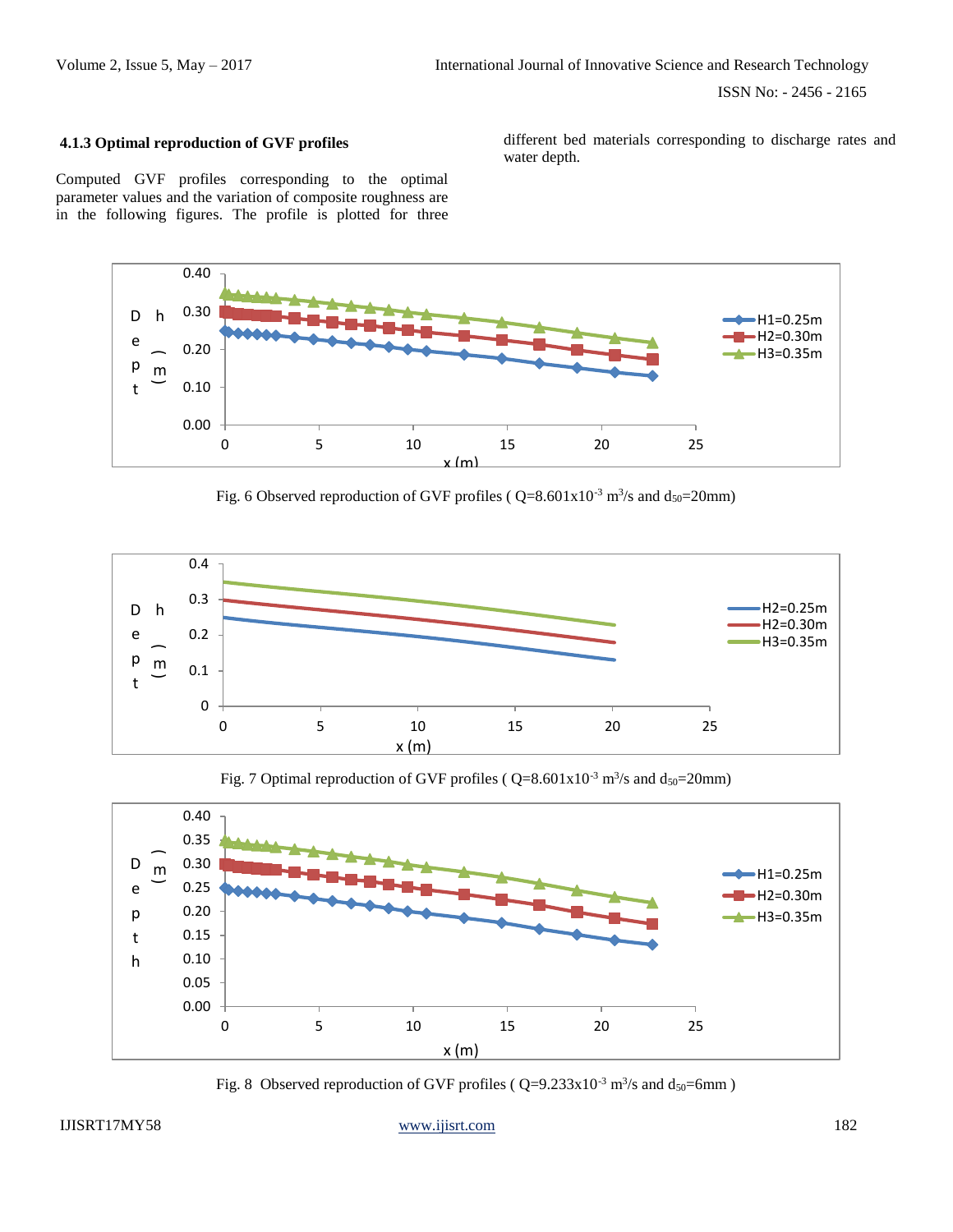### 4.1.3 Optimal reproduction of GVF profiles

Computed GVF profiles corresponding to the optimal parameter values and the variation of composite roughness are in the following figures. The profile is plotted for three different bed materials corresponding to discharge rates and water depth.

Fig. 6 Observed reproduction of GVF profiles ( Q=8.601x10$^{-3}$ m$^3$/s and $d_{50}$=20mm)

Fig. 7 Optimal reproduction of GVF profiles ( Q=8.601x10$^{-3}$ m$^3$/s and $d_{50}$=20mm)

Fig. 8 Observed reproduction of GVF profiles ( Q=9.233x10$^{-3}$ m$^3$/s and $d_{50}$=6mm )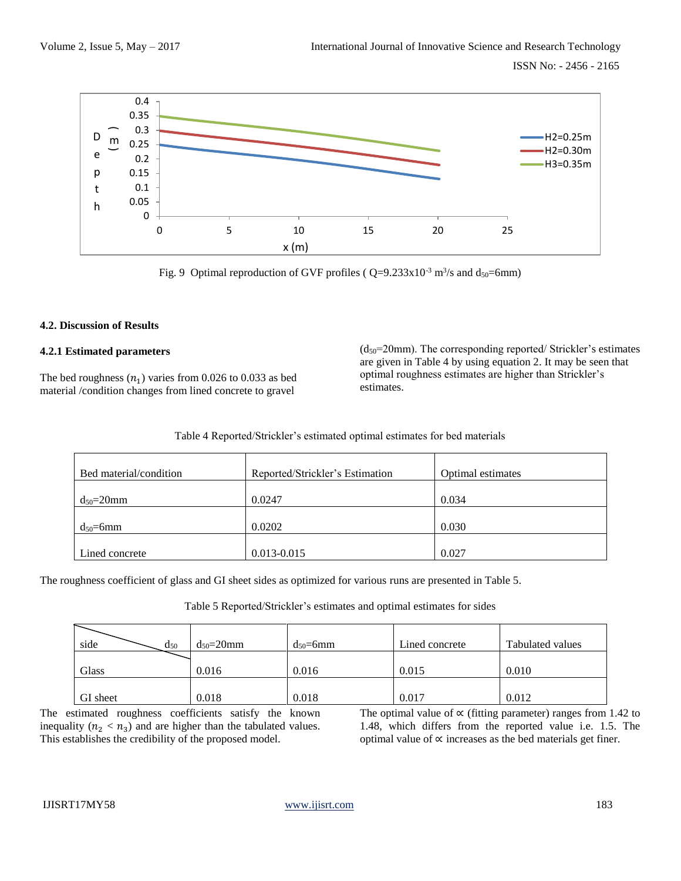Fig. 9 Optimal reproduction of GVF profiles ( $Q=9.233 \times 10^{-3}$ $m^3/s$ and $d_{50}$=6mm)

#### 4.2. Discussion of Results

#### 4.2.1 Estimated parameters

The bed roughness ($n_1$) varies from 0.026 to 0.033 as bed material /condition changes from lined concrete to gravel ($d_{50}$=20mm). The corresponding reported/ Strickler's estimates are given in Table 4 by using equation 2. It may be seen that optimal roughness estimates are higher than Strickler's estimates.

Table 4 Reported/Strickler's estimated optimal estimates for bed materials

| Bed material/condition | Reported/Strickler's Estimation | Optimal estimates |
|---|---|---|
| $d_{50}$=20mm | 0.0247 | 0.034 |
| $d_{50}$=6mm | 0.0202 | 0.030 |
| Lined concrete | 0.013-0.015 | 0.027 |

The roughness coefficient of glass and GI sheet sides as optimized for various runs are presented in Table 5.

Table 5 Reported/Strickler's estimates and optimal estimates for sides

| side \ $d_{50}$ | $d_{50}$=20mm | $d_{50}$=6mm | Lined concrete | Tabulated values |
|---|---|---|---|---|
| Glass | 0.016 | 0.016 | 0.015 | 0.010 |
| GI sheet | 0.018 | 0.018 | 0.017 | 0.012 |

The estimated roughness coefficients satisfy the known inequality ($n_2 < n_3$) and are higher than the tabulated values. This establishes the credibility of the proposed model.

The optimal value of $\propto$ (fitting parameter) ranges from 1.42 to 1.48, which differs from the reported value i.e. 1.5. The optimal value of $\propto$ increases as the bed materials get finer.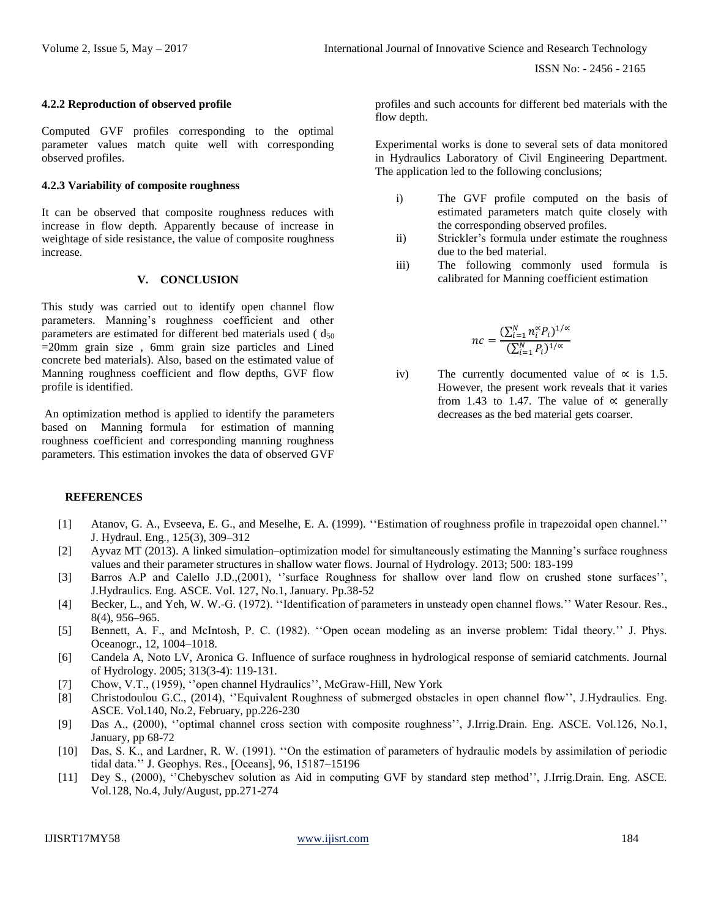#### 4.2.2 Reproduction of observed profile

Computed GVF profiles corresponding to the optimal parameter values match quite well with corresponding observed profiles.

#### 4.2.3 Variability of composite roughness

It can be observed that composite roughness reduces with increase in flow depth. Apparently because of increase in weightage of side resistance, the value of composite roughness increase.

## V. CONCLUSION

This study was carried out to identify open channel flow parameters. Manning's roughness coefficient and other parameters are estimated for different bed materials used ( $d_{50}$ =20mm grain size , 6mm grain size particles and Lined concrete bed materials). Also, based on the estimated value of Manning roughness coefficient and flow depths, GVF flow profile is identified.

An optimization method is applied to identify the parameters based on Manning formula for estimation of manning roughness coefficient and corresponding manning roughness parameters. This estimation invokes the data of observed GVF profiles and such accounts for different bed materials with the flow depth.

Experimental works is done to several sets of data monitored in Hydraulics Laboratory of Civil Engineering Department. The application led to the following conclusions;

i) The GVF profile computed on the basis of estimated parameters match quite closely with the corresponding observed profiles.

ii) Strickler's formula under estimate the roughness due to the bed material.

iii) The following commonly used formula is calibrated for Manning coefficient estimation

$$nc = \frac{(\sum_{i=1}^{N} n_i^{\propto} P_i)^{1/\propto}}{(\sum_{i=1}^{N} P_i)^{1/\propto}}$$

iv) The currently documented value of $\propto$ is 1.5. However, the present work reveals that it varies from 1.43 to 1.47. The value of $\propto$ generally decreases as the bed material gets coarser.

## REFERENCES

[1] Atanov, G. A., Evseeva, E. G., and Meselhe, E. A. (1999). ''Estimation of roughness profile in trapezoidal open channel.'' J. Hydraul. Eng., 125(3), 309–312

[2] Ayvaz MT (2013). A linked simulation–optimization model for simultaneously estimating the Manning's surface roughness values and their parameter structures in shallow water flows. Journal of Hydrology. 2013; 500: 183-199

[3] Barros A.P and Calello J.D.,(2001), ''surface Roughness for shallow over land flow on crushed stone surfaces'', J.Hydraulics. Eng. ASCE. Vol. 127, No.1, January. Pp.38-52

[4] Becker, L., and Yeh, W. W.-G. (1972). ''Identification of parameters in unsteady open channel flows.'' Water Resour. Res., 8(4), 956–965.

[5] Bennett, A. F., and McIntosh, P. C. (1982). ''Open ocean modeling as an inverse problem: Tidal theory.'' J. Phys. Oceanogr., 12, 1004–1018.

[6] Candela A, Noto LV, Aronica G. Influence of surface roughness in hydrological response of semiarid catchments. Journal of Hydrology. 2005; 313(3-4): 119-131.

[7] Chow, V.T., (1959), ''open channel Hydraulics'', McGraw-Hill, New York

[8] Christodoulou G.C., (2014), ''Equivalent Roughness of submerged obstacles in open channel flow'', J.Hydraulics. Eng. ASCE. Vol.140, No.2, February, pp.226-230

[9] Das A., (2000), ''optimal channel cross section with composite roughness'', J.Irrig.Drain. Eng. ASCE. Vol.126, No.1, January, pp 68-72

[10] Das, S. K., and Lardner, R. W. (1991). ''On the estimation of parameters of hydraulic models by assimilation of periodic tidal data.'' J. Geophys. Res., [Oceans], 96, 15187–15196

[11] Dey S., (2000), ''Chebyschev solution as Aid in computing GVF by standard step method'', J.Irrig.Drain. Eng. ASCE. Vol.128, No.4, July/August, pp.271-274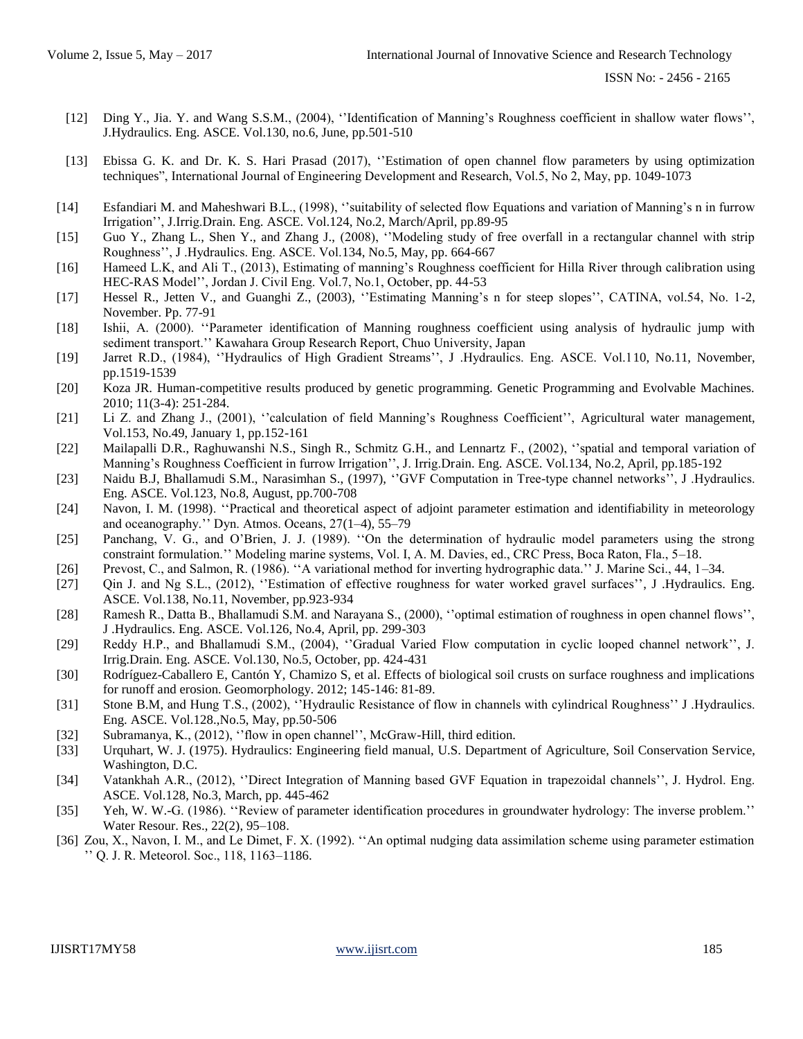[12] Ding Y., Jia. Y. and Wang S.S.M., (2004), ''Identification of Manning's Roughness coefficient in shallow water flows'', J.Hydraulics. Eng. ASCE. Vol.130, no.6, June, pp.501-510

[13] Ebissa G. K. and Dr. K. S. Hari Prasad (2017), ''Estimation of open channel flow parameters by using optimization techniques", International Journal of Engineering Development and Research, Vol.5, No 2, May, pp. 1049-1073

[14] Esfandiari M. and Maheshwari B.L., (1998), ''suitability of selected flow Equations and variation of Manning's n in furrow Irrigation'', J.Irrig.Drain. Eng. ASCE. Vol.124, No.2, March/April, pp.89-95

[15] Guo Y., Zhang L., Shen Y., and Zhang J., (2008), ''Modeling study of free overfall in a rectangular channel with strip Roughness'', J .Hydraulics. Eng. ASCE. Vol.134, No.5, May, pp. 664-667

[16] Hameed L.K, and Ali T., (2013), Estimating of manning's Roughness coefficient for Hilla River through calibration using HEC-RAS Model'', Jordan J. Civil Eng. Vol.7, No.1, October, pp. 44-53

[17] Hessel R., Jetten V., and Guanghi Z., (2003), ''Estimating Manning's n for steep slopes'', CATINA, vol.54, No. 1-2, November. Pp. 77-91

[18] Ishii, A. (2000). ''Parameter identification of Manning roughness coefficient using analysis of hydraulic jump with sediment transport.'' Kawahara Group Research Report, Chuo University, Japan

[19] Jarret R.D., (1984), ''Hydraulics of High Gradient Streams'', J .Hydraulics. Eng. ASCE. Vol.110, No.11, November, pp.1519-1539

[20] Koza JR. Human-competitive results produced by genetic programming. Genetic Programming and Evolvable Machines. 2010; 11(3-4): 251-284.

[21] Li Z. and Zhang J., (2001), ''calculation of field Manning's Roughness Coefficient'', Agricultural water management, Vol.153, No.49, January 1, pp.152-161

[22] Mailapalli D.R., Raghuwanshi N.S., Singh R., Schmitz G.H., and Lennartz F., (2002), ''spatial and temporal variation of Manning's Roughness Coefficient in furrow Irrigation'', J. Irrig.Drain. Eng. ASCE. Vol.134, No.2, April, pp.185-192

[23] Naidu B.J, Bhallamudi S.M., Narasimhan S., (1997), ''GVF Computation in Tree-type channel networks'', J .Hydraulics. Eng. ASCE. Vol.123, No.8, August, pp.700-708

[24] Navon, I. M. (1998). ''Practical and theoretical aspect of adjoint parameter estimation and identifiability in meteorology and oceanography.'' Dyn. Atmos. Oceans, 27(1–4), 55–79

[25] Panchang, V. G., and O'Brien, J. J. (1989). ''On the determination of hydraulic model parameters using the strong constraint formulation.'' Modeling marine systems, Vol. I, A. M. Davies, ed., CRC Press, Boca Raton, Fla., 5–18.

[26] Prevost, C., and Salmon, R. (1986). ''A variational method for inverting hydrographic data.'' J. Marine Sci., 44, 1–34.

[27] Qin J. and Ng S.L., (2012), ''Estimation of effective roughness for water worked gravel surfaces'', J .Hydraulics. Eng. ASCE. Vol.138, No.11, November, pp.923-934

[28] Ramesh R., Datta B., Bhallamudi S.M. and Narayana S., (2000), ''optimal estimation of roughness in open channel flows'', J .Hydraulics. Eng. ASCE. Vol.126, No.4, April, pp. 299-303

[29] Reddy H.P., and Bhallamudi S.M., (2004), ''Gradual Varied Flow computation in cyclic looped channel network'', J. Irrig.Drain. Eng. ASCE. Vol.130, No.5, October, pp. 424-431

[30] Rodríguez-Caballero E, Cantón Y, Chamizo S, et al. Effects of biological soil crusts on surface roughness and implications for runoff and erosion. Geomorphology. 2012; 145-146: 81-89.

[31] Stone B.M, and Hung T.S., (2002), ''Hydraulic Resistance of flow in channels with cylindrical Roughness'' J .Hydraulics. Eng. ASCE. Vol.128.,No.5, May, pp.50-506

[32] Subramanya, K., (2012), ''flow in open channel'', McGraw-Hill, third edition.

[33] Urquhart, W. J. (1975). Hydraulics: Engineering field manual, U.S. Department of Agriculture, Soil Conservation Service, Washington, D.C.

[34] Vatankhah A.R., (2012), ''Direct Integration of Manning based GVF Equation in trapezoidal channels'', J. Hydrol. Eng. ASCE. Vol.128, No.3, March, pp. 445-462

[35] Yeh, W. W.-G. (1986). ''Review of parameter identification procedures in groundwater hydrology: The inverse problem.'' Water Resour. Res., 22(2), 95–108.

[36] Zou, X., Navon, I. M., and Le Dimet, F. X. (1992). ''An optimal nudging data assimilation scheme using parameter estimation '' Q. J. R. Meteorol. Soc., 118, 1163–1186.